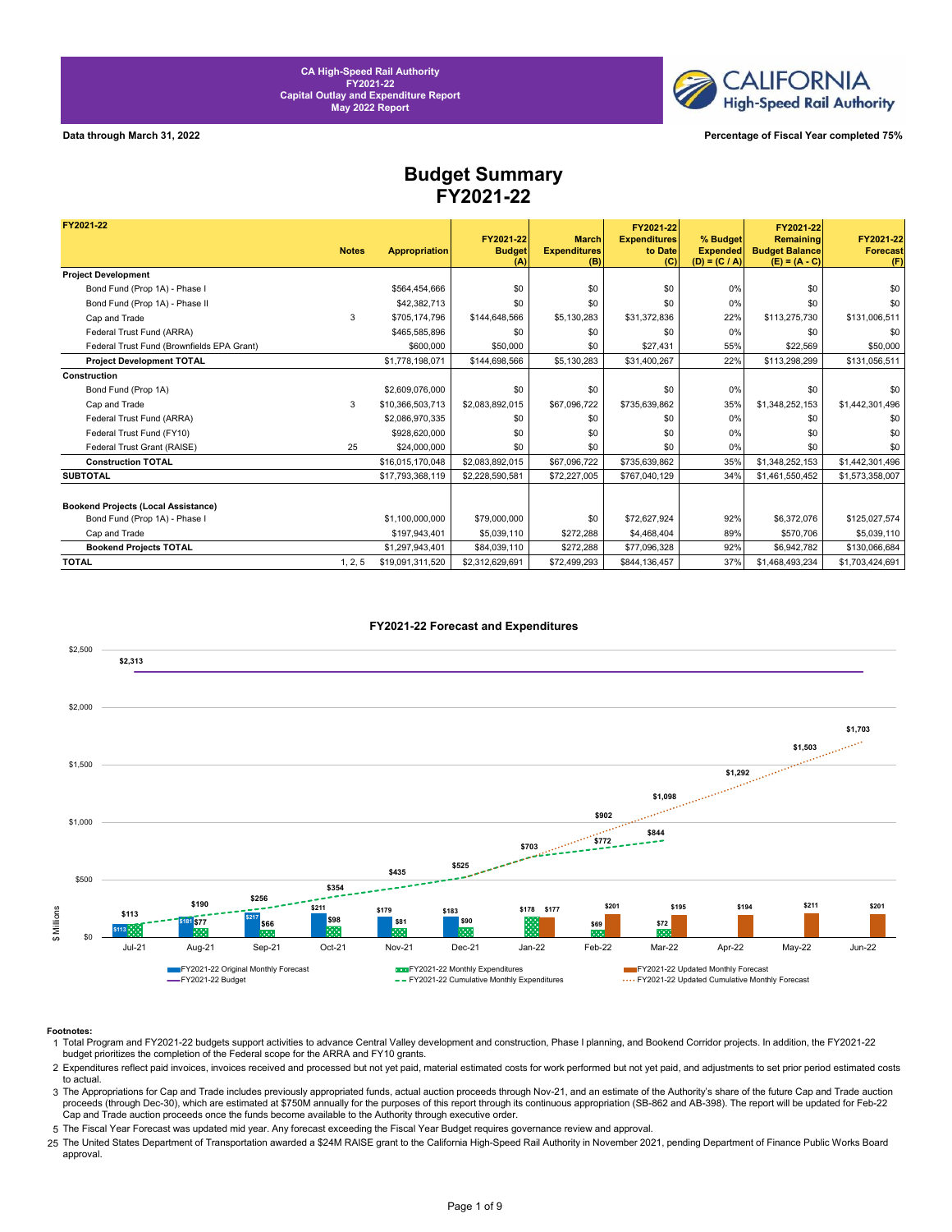CA High-Speed Rail Authority
FY2021-22
Capital Outlay and Expenditure Report
May 2022 Report

CALIFORNIA High-Speed Rail Authority

**Data through March 31, 2022**

**Percentage of Fiscal Year completed 75%**

# Budget Summary
# FY2021-22

| FY2021-22 | Notes | Appropriation | FY2021-22 Budget (A) | March Expenditures (B) | FY2021-22 Expenditures to Date (C) | % Budget Expended (D) = (C / A) | FY2021-22 Remaining Budget Balance (E) = (A - C) | FY2021-22 Forecast (F) |
|---|---|---|---|---|---|---|---|---|
| **Project Development** | | | | | | | | |
| Bond Fund (Prop 1A) - Phase I | | $564,454,666 | $0 | $0 | $0 | 0% | $0 | $0 |
| Bond Fund (Prop 1A) - Phase II | | $42,382,713 | $0 | $0 | $0 | 0% | $0 | $0 |
| Cap and Trade | 3 | $705,174,796 | $144,648,566 | $5,130,283 | $31,372,836 | 22% | $113,275,730 | $131,006,511 |
| Federal Trust Fund (ARRA) | | $465,585,896 | $0 | $0 | $0 | 0% | $0 | $0 |
| Federal Trust Fund (Brownfields EPA Grant) | | $600,000 | $50,000 | $0 | $27,431 | 55% | $22,569 | $50,000 |
| **Project Development TOTAL** | | $1,778,198,071 | $144,698,566 | $5,130,283 | $31,400,267 | 22% | $113,298,299 | $131,056,511 |
| **Construction** | | | | | | | | |
| Bond Fund (Prop 1A) | | $2,609,076,000 | $0 | $0 | $0 | 0% | $0 | $0 |
| Cap and Trade | 3 | $10,366,503,713 | $2,083,892,015 | $67,096,722 | $735,639,862 | 35% | $1,348,252,153 | $1,442,301,496 |
| Federal Trust Fund (ARRA) | | $2,086,970,335 | $0 | $0 | $0 | 0% | $0 | $0 |
| Federal Trust Fund (FY10) | | $928,620,000 | $0 | $0 | $0 | 0% | $0 | $0 |
| Federal Trust Grant (RAISE) | 25 | $24,000,000 | $0 | $0 | $0 | 0% | $0 | $0 |
| **Construction TOTAL** | | $16,015,170,048 | $2,083,892,015 | $67,096,722 | $735,639,862 | 35% | $1,348,252,153 | $1,442,301,496 |
| **SUBTOTAL** | | $17,793,368,119 | $2,228,590,581 | $72,227,005 | $767,040,129 | 34% | $1,461,550,452 | $1,573,358,007 |
| **Bookend Projects (Local Assistance)** | | | | | | | | |
| Bond Fund (Prop 1A) - Phase I | | $1,100,000,000 | $79,000,000 | $0 | $72,627,924 | 92% | $6,372,076 | $125,027,574 |
| Cap and Trade | | $197,943,401 | $5,039,110 | $272,288 | $4,468,404 | 89% | $570,706 | $5,039,110 |
| **Bookend Projects TOTAL** | | $1,297,943,401 | $84,039,110 | $272,288 | $77,096,328 | 92% | $6,942,782 | $130,066,684 |
| **TOTAL** | 1, 2, 5 | $19,091,311,520 | $2,312,629,691 | $72,499,293 | $844,136,457 | 37% | $1,468,493,234 | $1,703,424,691 |

**FY2021-22 Forecast and Expenditures**

($ Millions)

| Month | FY2021-22 Original Monthly Forecast | FY2021-22 Monthly Expenditures | FY2021-22 Updated Monthly Forecast | FY2021-22 Cumulative Monthly Expenditures | FY2021-22 Updated Cumulative Monthly Forecast | FY2021-22 Budget |
|---|---|---|---|---|---|---|
| Jul-21 | $113 | $113 | | $113 | | $2,313 |
| Aug-21 | $181 | $77 | | $190 | | $2,313 |
| Sep-21 | $217 | $66 | | $256 | | $2,313 |
| Oct-21 | $211 | $98 | | $354 | | $2,313 |
| Nov-21 | $179 | $81 | | $435 | | $2,313 |
| Dec-21 | $183 | $90 | | $525 | | $2,313 |
| Jan-22 | | $178 | $177 | $703 | $703 | $2,313 |
| Feb-22 | | $69 | $201 | $772 | $902 | $2,313 |
| Mar-22 | | $72 | $195 | $844 | $1,098 | $2,313 |
| Apr-22 | | | $194 | | $1,292 | $2,313 |
| May-22 | | | $211 | | $1,503 | $2,313 |
| Jun-22 | | | $201 | | $1,703 | $2,313 |

**Footnotes:**

1 Total Program and FY2021-22 budgets support activities to advance Central Valley development and construction, Phase I planning, and Bookend Corridor projects. In addition, the FY2021-22 budget prioritizes the completion of the Federal scope for the ARRA and FY10 grants.

2 Expenditures reflect paid invoices, invoices received and processed but not yet paid, material estimated costs for work performed but not yet paid, and adjustments to set prior period estimated costs to actual.

3 The Appropriations for Cap and Trade includes previously appropriated funds, actual auction proceeds through Nov-21, and an estimate of the Authority's share of the future Cap and Trade auction proceeds (through Dec-30), which are estimated at $750M annually for the purposes of this report through its continuous appropriation (SB-862 and AB-398). The report will be updated for Feb-22 Cap and Trade auction proceeds once the funds become available to the Authority through executive order.

5 The Fiscal Year Forecast was updated mid year. Any forecast exceeding the Fiscal Year Budget requires governance review and approval.

25 The United States Department of Transportation awarded a $24M RAISE grant to the California High-Speed Rail Authority in November 2021, pending Department of Finance Public Works Board approval.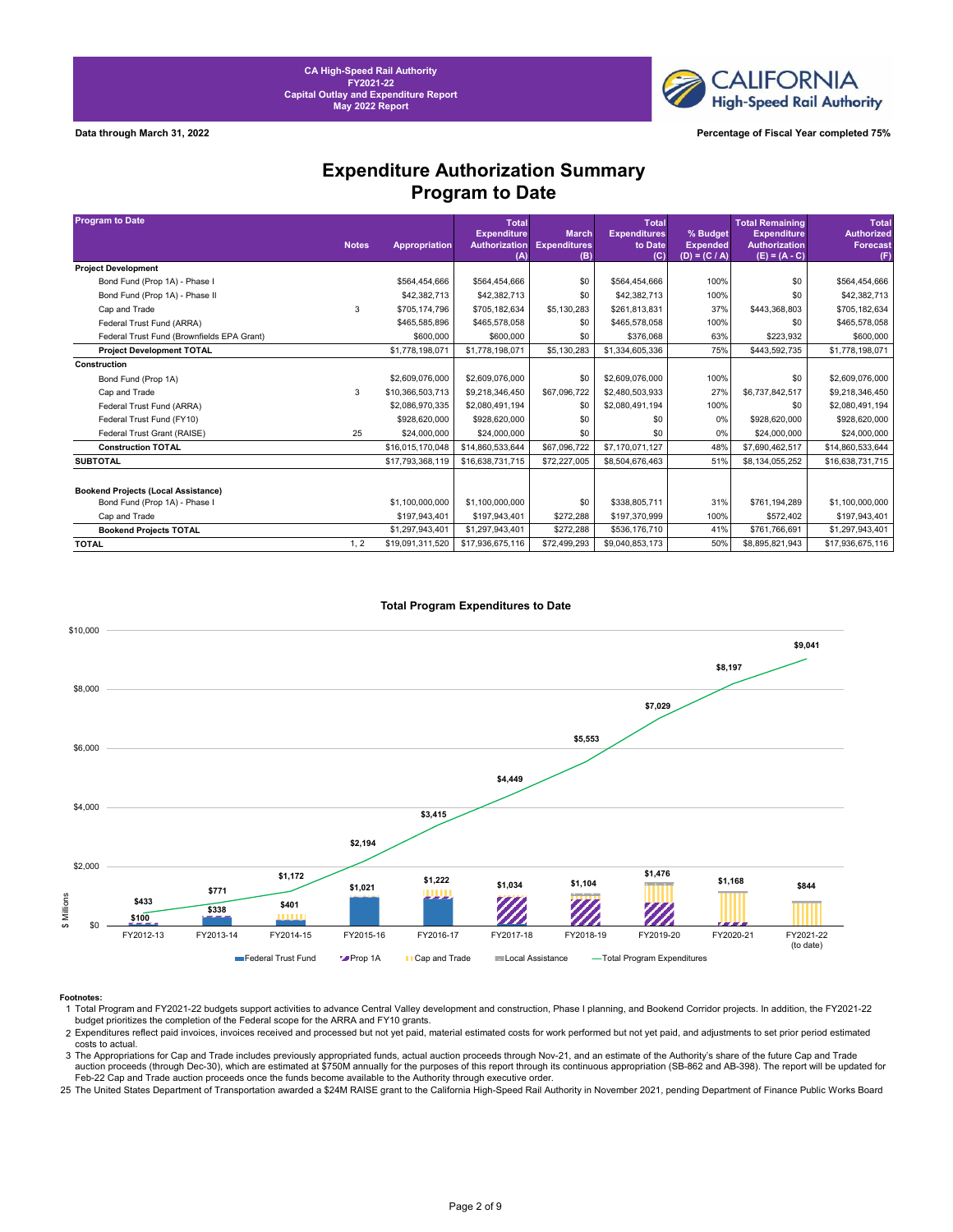CA High-Speed Rail Authority
FY2021-22
Capital Outlay and Expenditure Report
May 2022 Report

**Data through March 31, 2022**

**Percentage of Fiscal Year completed 75%**

# Expenditure Authorization Summary
## Program to Date

| Program to Date | Notes | Appropriation | Total Expenditure Authorization (A) | March Expenditures (B) | Total Expenditures to Date (C) | % Budget Expended (D) = (C / A) | Total Remaining Expenditure Authorization (E) = (A - C) | Total Authorized Forecast (F) |
|---|---|---|---|---|---|---|---|---|
| **Project Development** | | | | | | | | |
| Bond Fund (Prop 1A) - Phase I | | $564,454,666 | $564,454,666 | $0 | $564,454,666 | 100% | $0 | $564,454,666 |
| Bond Fund (Prop 1A) - Phase II | | $42,382,713 | $42,382,713 | $0 | $42,382,713 | 100% | $0 | $42,382,713 |
| Cap and Trade | 3 | $705,174,796 | $705,182,634 | $5,130,283 | $261,813,831 | 37% | $443,368,803 | $705,182,634 |
| Federal Trust Fund (ARRA) | | $465,585,896 | $465,578,058 | $0 | $465,578,058 | 100% | $0 | $465,578,058 |
| Federal Trust Fund (Brownfields EPA Grant) | | $600,000 | $600,000 | $0 | $376,068 | 63% | $223,932 | $600,000 |
| **Project Development TOTAL** | | $1,778,198,071 | $1,778,198,071 | $5,130,283 | $1,334,605,336 | 75% | $443,592,735 | $1,778,198,071 |
| **Construction** | | | | | | | | |
| Bond Fund (Prop 1A) | | $2,609,076,000 | $2,609,076,000 | $0 | $2,609,076,000 | 100% | $0 | $2,609,076,000 |
| Cap and Trade | 3 | $10,366,503,713 | $9,218,346,450 | $67,096,722 | $2,480,503,933 | 27% | $6,737,842,517 | $9,218,346,450 |
| Federal Trust Fund (ARRA) | | $2,086,970,335 | $2,080,491,194 | $0 | $2,080,491,194 | 100% | $0 | $2,080,491,194 |
| Federal Trust Fund (FY10) | | $928,620,000 | $928,620,000 | $0 | $0 | 0% | $928,620,000 | $928,620,000 |
| Federal Trust Grant (RAISE) | 25 | $24,000,000 | $24,000,000 | $0 | $0 | 0% | $24,000,000 | $24,000,000 |
| **Construction TOTAL** | | $16,015,170,048 | $14,860,533,644 | $67,096,722 | $7,170,071,127 | 48% | $7,690,462,517 | $14,860,533,644 |
| **SUBTOTAL** | | $17,793,368,119 | $16,638,731,715 | $72,227,005 | $8,504,676,463 | 51% | $8,134,055,252 | $16,638,731,715 |
| **Bookend Projects (Local Assistance)** | | | | | | | | |
| Bond Fund (Prop 1A) - Phase I | | $1,100,000,000 | $1,100,000,000 | $0 | $338,805,711 | 31% | $761,194,289 | $1,100,000,000 |
| Cap and Trade | | $197,943,401 | $197,943,401 | $272,288 | $197,370,999 | 100% | $572,402 | $197,943,401 |
| **Bookend Projects TOTAL** | | $1,297,943,401 | $1,297,943,401 | $272,288 | $536,176,710 | 41% | $761,766,691 | $1,297,943,401 |
| **TOTAL** | 1, 2 | $19,091,311,520 | $17,936,675,116 | $72,499,293 | $9,040,853,173 | 50% | $8,895,821,943 | $17,936,675,116 |

### Total Program Expenditures to Date

| Fiscal Year | Annual Expenditures ($ Millions) | Total Program Expenditures ($ Millions) |
|---|---|---|
| FY2012-13 | $100 | $433 |
| FY2013-14 | $338 | $771 |
| FY2014-15 | $401 | $1,172 |
| FY2015-16 | $1,021 | $2,194 |
| FY2016-17 | $1,222 | $3,415 |
| FY2017-18 | $1,034 | $4,449 |
| FY2018-19 | $1,104 | $5,553 |
| FY2019-20 | $1,476 | $7,029 |
| FY2020-21 | $1,168 | $8,197 |
| FY2021-22 (to date) | $844 | $9,041 |

Legend: Federal Trust Fund, Prop 1A, Cap and Trade, Local Assistance, Total Program Expenditures

**Footnotes:**

1 Total Program and FY2021-22 budgets support activities to advance Central Valley development and construction, Phase I planning, and Bookend Corridor projects. In addition, the FY2021-22 budget prioritizes the completion of the Federal scope for the ARRA and FY10 grants.

2 Expenditures reflect paid invoices, invoices received and processed but not yet paid, material estimated costs for work performed but not yet paid, and adjustments to set prior period estimated costs to actual.

3 The Appropriations for Cap and Trade includes previously appropriated funds, actual auction proceeds through Nov-21, and an estimate of the Authority's share of the future Cap and Trade auction proceeds (through Dec-30), which are estimated at $750M annually for the purposes of this report through its continuous appropriation (SB-862 and AB-398). The report will be updated for Feb-22 Cap and Trade auction proceeds once the funds become available to the Authority through executive order.

25 The United States Department of Transportation awarded a $24M RAISE grant to the California High-Speed Rail Authority in November 2021, pending Department of Finance Public Works Board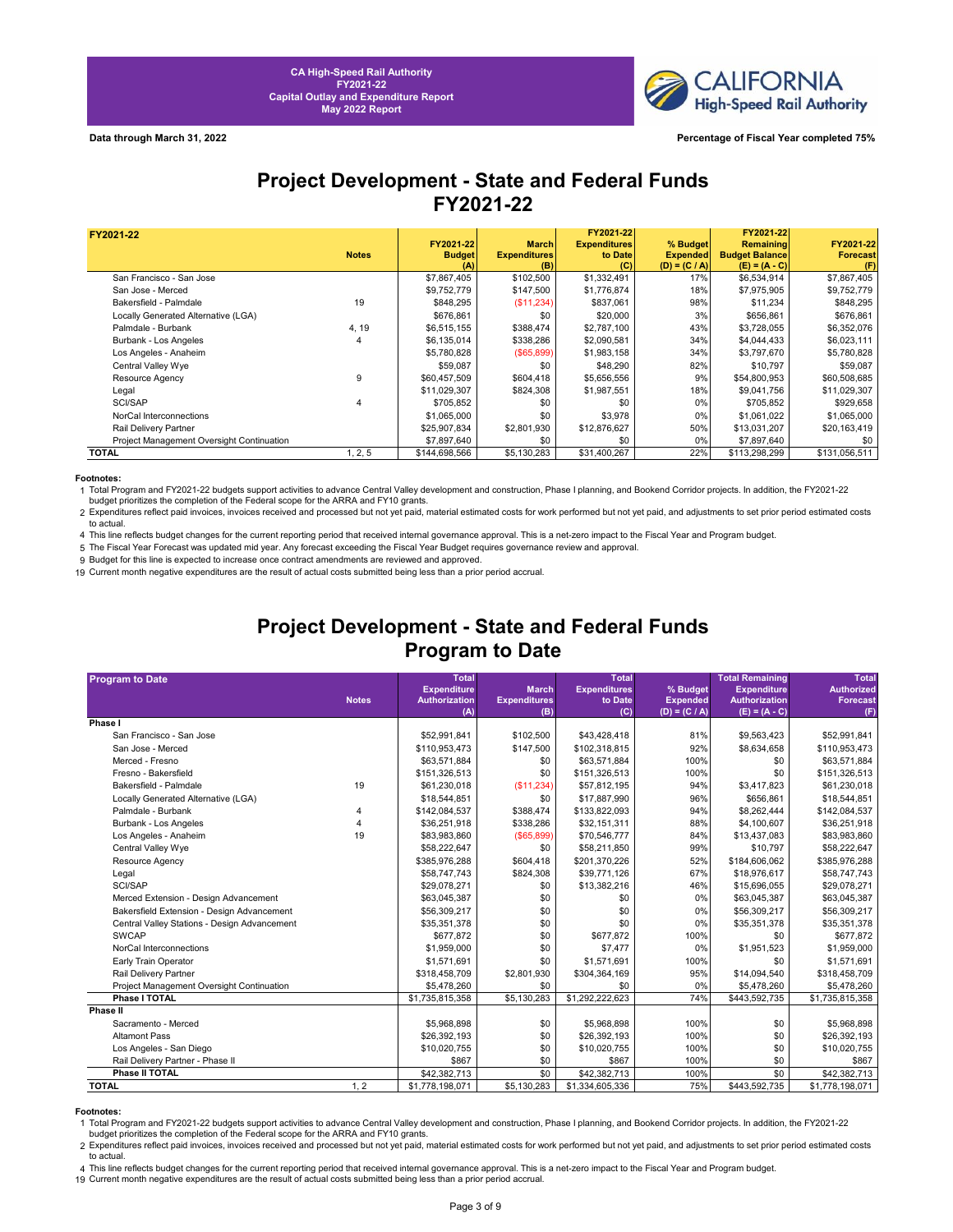CA High-Speed Rail Authority
FY2021-22
Capital Outlay and Expenditure Report
May 2022 Report

Data through March 31, 2022

Percentage of Fiscal Year completed 75%

# Project Development - State and Federal Funds FY2021-22

| FY2021-22 | Notes | FY2021-22 Budget (A) | March Expenditures (B) | FY2021-22 Expenditures to Date (C) | % Budget Expended (D) = (C / A) | FY2021-22 Remaining Budget Balance (E) = (A - C) | FY2021-22 Forecast (F) |
|---|---|---|---|---|---|---|---|
| San Francisco - San Jose | | $7,867,405 | $102,500 | $1,332,491 | 17% | $6,534,914 | $7,867,405 |
| San Jose - Merced | | $9,752,779 | $147,500 | $1,776,874 | 18% | $7,975,905 | $9,752,779 |
| Bakersfield - Palmdale | 19 | $848,295 | ($11,234) | $837,061 | 98% | $11,234 | $848,295 |
| Locally Generated Alternative (LGA) | | $676,861 | $0 | $20,000 | 3% | $656,861 | $676,861 |
| Palmdale - Burbank | 4, 19 | $6,515,155 | $388,474 | $2,787,100 | 43% | $3,728,055 | $6,352,076 |
| Burbank - Los Angeles | 4 | $6,135,014 | $338,286 | $2,090,581 | 34% | $4,044,433 | $6,023,111 |
| Los Angeles - Anaheim | | $5,780,828 | ($65,899) | $1,983,158 | 34% | $3,797,670 | $5,780,828 |
| Central Valley Wye | | $59,087 | $0 | $48,290 | 82% | $10,797 | $59,087 |
| Resource Agency | 9 | $60,457,509 | $604,418 | $5,656,556 | 9% | $54,800,953 | $60,508,685 |
| Legal | | $11,029,307 | $824,308 | $1,987,551 | 18% | $9,041,756 | $11,029,307 |
| SCI/SAP | 4 | $705,852 | $0 | $0 | 0% | $705,852 | $929,658 |
| NorCal Interconnections | | $1,065,000 | $0 | $3,978 | 0% | $1,061,022 | $1,065,000 |
| Rail Delivery Partner | | $25,907,834 | $2,801,930 | $12,876,627 | 50% | $13,031,207 | $20,163,419 |
| Project Management Oversight Continuation | | $7,897,640 | $0 | $0 | 0% | $7,897,640 | $0 |
| **TOTAL** | 1, 2, 5 | $144,698,566 | $5,130,283 | $31,400,267 | 22% | $113,298,299 | $131,056,511 |

**Footnotes:**

1 Total Program and FY2021-22 budgets support activities to advance Central Valley development and construction, Phase I planning, and Bookend Corridor projects. In addition, the FY2021-22 budget prioritizes the completion of the Federal scope for the ARRA and FY10 grants.
2 Expenditures reflect paid invoices, invoices received and processed but not yet paid, material estimated costs for work performed but not yet paid, and adjustments to set prior period estimated costs to actual.
4 This line reflects budget changes for the current reporting period that received internal governance approval. This is a net-zero impact to the Fiscal Year and Program budget.
5 The Fiscal Year Forecast was updated mid year. Any forecast exceeding the Fiscal Year Budget requires governance review and approval.
9 Budget for this line is expected to increase once contract amendments are reviewed and approved.
19 Current month negative expenditures are the result of actual costs submitted being less than a prior period accrual.

# Project Development - State and Federal Funds Program to Date

| Program to Date | Notes | Total Expenditure Authorization (A) | March Expenditures (B) | Total Expenditures to Date (C) | % Budget Expended (D) = (C / A) | Total Remaining Expenditure Authorization (E) = (A - C) | Total Authorized Forecast (F) |
|---|---|---|---|---|---|---|---|
| **Phase I** | | | | | | | |
| San Francisco - San Jose | | $52,991,841 | $102,500 | $43,428,418 | 81% | $9,563,423 | $52,991,841 |
| San Jose - Merced | | $110,953,473 | $147,500 | $102,318,815 | 92% | $8,634,658 | $110,953,473 |
| Merced - Fresno | | $63,571,884 | $0 | $63,571,884 | 100% | $0 | $63,571,884 |
| Fresno - Bakersfield | | $151,326,513 | $0 | $151,326,513 | 100% | $0 | $151,326,513 |
| Bakersfield - Palmdale | 19 | $61,230,018 | ($11,234) | $57,812,195 | 94% | $3,417,823 | $61,230,018 |
| Locally Generated Alternative (LGA) | | $18,544,851 | $0 | $17,887,990 | 96% | $656,861 | $18,544,851 |
| Palmdale - Burbank | 4 | $142,084,537 | $388,474 | $133,822,093 | 94% | $8,262,444 | $142,084,537 |
| Burbank - Los Angeles | 4 | $36,251,918 | $338,286 | $32,151,311 | 88% | $4,100,607 | $36,251,918 |
| Los Angeles - Anaheim | 19 | $83,983,860 | ($65,899) | $70,546,777 | 84% | $13,437,083 | $83,983,860 |
| Central Valley Wye | | $58,222,647 | $0 | $58,211,850 | 99% | $10,797 | $58,222,647 |
| Resource Agency | | $385,976,288 | $604,418 | $201,370,226 | 52% | $184,606,062 | $385,976,288 |
| Legal | | $58,747,743 | $824,308 | $39,771,126 | 67% | $18,976,617 | $58,747,743 |
| SCI/SAP | | $29,078,271 | $0 | $13,382,216 | 46% | $15,696,055 | $29,078,271 |
| Merced Extension - Design Advancement | | $63,045,387 | $0 | $0 | 0% | $63,045,387 | $63,045,387 |
| Bakersfield Extension - Design Advancement | | $56,309,217 | $0 | $0 | 0% | $56,309,217 | $56,309,217 |
| Central Valley Stations - Design Advancement | | $35,351,378 | $0 | $0 | 0% | $35,351,378 | $35,351,378 |
| SWCAP | | $677,872 | $0 | $677,872 | 100% | $0 | $677,872 |
| NorCal Interconnections | | $1,959,000 | $0 | $7,477 | 0% | $1,951,523 | $1,959,000 |
| Early Train Operator | | $1,571,691 | $0 | $1,571,691 | 100% | $0 | $1,571,691 |
| Rail Delivery Partner | | $318,458,709 | $2,801,930 | $304,364,169 | 95% | $14,094,540 | $318,458,709 |
| Project Management Oversight Continuation | | $5,478,260 | $0 | $0 | 0% | $5,478,260 | $5,478,260 |
| **Phase I TOTAL** | | $1,735,815,358 | $5,130,283 | $1,292,222,623 | 74% | $443,592,735 | $1,735,815,358 |
| **Phase II** | | | | | | | |
| Sacramento - Merced | | $5,968,898 | $0 | $5,968,898 | 100% | $0 | $5,968,898 |
| Altamont Pass | | $26,392,193 | $0 | $26,392,193 | 100% | $0 | $26,392,193 |
| Los Angeles - San Diego | | $10,020,755 | $0 | $10,020,755 | 100% | $0 | $10,020,755 |
| Rail Delivery Partner - Phase II | | $867 | $0 | $867 | 100% | $0 | $867 |
| **Phase II TOTAL** | | $42,382,713 | $0 | $42,382,713 | 100% | $0 | $42,382,713 |
| **TOTAL** | 1, 2 | $1,778,198,071 | $5,130,283 | $1,334,605,336 | 75% | $443,592,735 | $1,778,198,071 |

**Footnotes:**

1 Total Program and FY2021-22 budgets support activities to advance Central Valley development and construction, Phase I planning, and Bookend Corridor projects. In addition, the FY2021-22 budget prioritizes the completion of the Federal scope for the ARRA and FY10 grants.
2 Expenditures reflect paid invoices, invoices received and processed but not yet paid, material estimated costs for work performed but not yet paid, and adjustments to set prior period estimated costs to actual.
4 This line reflects budget changes for the current reporting period that received internal governance approval. This is a net-zero impact to the Fiscal Year and Program budget.
19 Current month negative expenditures are the result of actual costs submitted being less than a prior period accrual.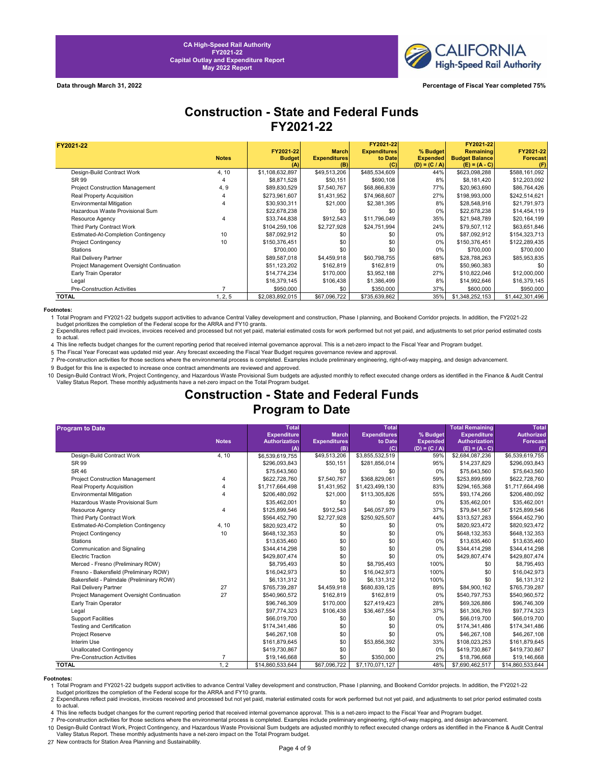CA High-Speed Rail Authority
FY2021-22
Capital Outlay and Expenditure Report
May 2022 Report

**Data through March 31, 2022**

**Percentage of Fiscal Year completed 75%**

# Construction - State and Federal Funds FY2021-22

| FY2021-22 | Notes | FY2021-22 Budget (A) | March Expenditures (B) | FY2021-22 Expenditures to Date (C) | % Budget Expended (D) = (C / A) | FY2021-22 Remaining Budget Balance (E) = (A - C) | FY2021-22 Forecast (F) |
|---|---|---|---|---|---|---|---|
| Design-Build Contract Work | 4, 10 | $1,108,632,897 | $49,513,206 | $485,534,609 | 44% | $623,098,288 | $588,161,092 |
| SR 99 | 4 | $8,871,528 | $50,151 | $690,108 | 8% | $8,181,420 | $12,203,092 |
| Project Construction Management | 4, 9 | $89,830,529 | $7,540,767 | $68,866,839 | 77% | $20,963,690 | $86,764,426 |
| Real Property Acquisition | 4 | $273,961,607 | $1,431,952 | $74,968,607 | 27% | $198,993,000 | $242,514,621 |
| Environmental Mitigation | 4 | $30,930,311 | $21,000 | $2,381,395 | 8% | $28,548,916 | $21,791,973 |
| Hazardous Waste Provisional Sum | | $22,678,238 | $0 | $0 | 0% | $22,678,238 | $14,454,119 |
| Resource Agency | 4 | $33,744,838 | $912,543 | $11,796,049 | 35% | $21,948,789 | $20,164,199 |
| Third Party Contract Work | | $104,259,106 | $2,727,928 | $24,751,994 | 24% | $79,507,112 | $63,651,846 |
| Estimated-At-Completion Contingency | 10 | $87,092,912 | $0 | $0 | 0% | $87,092,912 | $154,323,713 |
| Project Contingency | 10 | $150,376,451 | $0 | $0 | 0% | $150,376,451 | $122,289,435 |
| Stations | | $700,000 | $0 | $0 | 0% | $700,000 | $700,000 |
| Rail Delivery Partner | | $89,587,018 | $4,459,918 | $60,798,755 | 68% | $28,788,263 | $85,953,835 |
| Project Management Oversight Continuation | | $51,123,202 | $162,819 | $162,819 | 0% | $50,960,383 | $0 |
| Early Train Operator | | $14,774,234 | $170,000 | $3,952,188 | 27% | $10,822,046 | $12,000,000 |
| Legal | | $16,379,145 | $106,438 | $1,386,499 | 8% | $14,992,646 | $16,379,145 |
| Pre-Construction Activities | 7 | $950,000 | $0 | $350,000 | 37% | $600,000 | $950,000 |
| **TOTAL** | 1, 2, 5 | $2,083,892,015 | $67,096,722 | $735,639,862 | 35% | $1,348,252,153 | $1,442,301,496 |

**Footnotes:**

1 Total Program and FY2021-22 budgets support activities to advance Central Valley development and construction, Phase I planning, and Bookend Corridor projects. In addition, the FY2021-22 budget prioritizes the completion of the Federal scope for the ARRA and FY10 grants.
2 Expenditures reflect paid invoices, invoices received and processed but not yet paid, material estimated costs for work performed but not yet paid, and adjustments to set prior period estimated costs to actual.
4 This line reflects budget changes for the current reporting period that received internal governance approval. This is a net-zero impact to the Fiscal Year and Program budget.
5 The Fiscal Year Forecast was updated mid year. Any forecast exceeding the Fiscal Year Budget requires governance review and approval.
7 Pre-construction activities for those sections where the environmental process is completed. Examples include preliminary engineering, right-of-way mapping, and design advancement.
9 Budget for this line is expected to increase once contract amendments are reviewed and approved.
10 Design-Build Contract Work, Project Contingency, and Hazardous Waste Provisional Sum budgets are adjusted monthly to reflect executed change orders as identified in the Finance & Audit Central Valley Status Report. These monthly adjustments have a net-zero impact on the Total Program budget.

# Construction - State and Federal Funds Program to Date

| Program to Date | Notes | Total Expenditure Authorization (A) | March Expenditures (B) | Total Expenditures to Date (C) | % Budget Expended (D) = (C / A) | Total Remaining Expenditure Authorization (E) = (A - C) | Total Authorized Forecast (F) |
|---|---|---|---|---|---|---|---|
| Design-Build Contract Work | 4, 10 | $6,539,619,755 | $49,513,206 | $3,855,532,519 | 59% | $2,684,087,236 | $6,539,619,755 |
| SR 99 | | $296,093,843 | $50,151 | $281,856,014 | 95% | $14,237,829 | $296,093,843 |
| SR 46 | | $75,643,560 | $0 | $0 | 0% | $75,643,560 | $75,643,560 |
| Project Construction Management | 4 | $622,728,760 | $7,540,767 | $368,829,061 | 59% | $253,899,699 | $622,728,760 |
| Real Property Acquisition | 4 | $1,717,664,498 | $1,431,952 | $1,423,499,130 | 83% | $294,165,368 | $1,717,664,498 |
| Environmental Mitigation | 4 | $206,480,092 | $21,000 | $113,305,826 | 55% | $93,174,266 | $206,480,092 |
| Hazardous Waste Provisional Sum | | $35,462,001 | $0 | $0 | 0% | $35,462,001 | $35,462,001 |
| Resource Agency | 4 | $125,899,546 | $912,543 | $46,057,979 | 37% | $79,841,567 | $125,899,546 |
| Third Party Contract Work | | $564,452,790 | $2,727,928 | $250,925,507 | 44% | $313,527,283 | $564,452,790 |
| Estimated-At-Completion Contingency | 4, 10 | $820,923,472 | $0 | $0 | 0% | $820,923,472 | $820,923,472 |
| Project Contingency | 10 | $648,132,353 | $0 | $0 | 0% | $648,132,353 | $648,132,353 |
| Stations | | $13,635,460 | $0 | $0 | 0% | $13,635,460 | $13,635,460 |
| Communication and Signaling | | $344,414,298 | $0 | $0 | 0% | $344,414,298 | $344,414,298 |
| Electric Traction | | $429,807,474 | $0 | $0 | 0% | $429,807,474 | $429,807,474 |
| Merced - Fresno (Preliminary ROW) | | $8,795,493 | $0 | $8,795,493 | 100% | $0 | $8,795,493 |
| Fresno - Bakersfield (Preliminary ROW) | | $16,042,973 | $0 | $16,042,973 | 100% | $0 | $16,042,973 |
| Bakersfield - Palmdale (Preliminary ROW) | | $6,131,312 | $0 | $6,131,312 | 100% | $0 | $6,131,312 |
| Rail Delivery Partner | 27 | $765,739,287 | $4,459,918 | $680,839,125 | 89% | $84,900,162 | $765,739,287 |
| Project Management Oversight Continuation | 27 | $540,960,572 | $162,819 | $162,819 | 0% | $540,797,753 | $540,960,572 |
| Early Train Operator | | $96,746,309 | $170,000 | $27,419,423 | 28% | $69,326,886 | $96,746,309 |
| Legal | | $97,774,323 | $106,438 | $36,467,554 | 37% | $61,306,769 | $97,774,323 |
| Support Facilities | | $66,019,700 | $0 | $0 | 0% | $66,019,700 | $66,019,700 |
| Testing and Certification | | $174,341,486 | $0 | $0 | 0% | $174,341,486 | $174,341,486 |
| Project Reserve | | $46,267,108 | $0 | $0 | 0% | $46,267,108 | $46,267,108 |
| Interim Use | | $161,879,645 | $0 | $53,856,392 | 33% | $108,023,253 | $161,879,645 |
| Unallocated Contingency | | $419,730,867 | $0 | $0 | 0% | $419,730,867 | $419,730,867 |
| Pre-Construction Activities | 7 | $19,146,668 | $0 | $350,000 | 2% | $18,796,668 | $19,146,668 |
| **TOTAL** | 1, 2 | $14,860,533,644 | $67,096,722 | $7,170,071,127 | 48% | $7,690,462,517 | $14,860,533,644 |

**Footnotes:**

1 Total Program and FY2021-22 budgets support activities to advance Central Valley development and construction, Phase I planning, and Bookend Corridor projects. In addition, the FY2021-22 budget prioritizes the completion of the Federal scope for the ARRA and FY10 grants.
2 Expenditures reflect paid invoices, invoices received and processed but not yet paid, material estimated costs for work performed but not yet paid, and adjustments to set prior period estimated costs to actual.
4 This line reflects budget changes for the current reporting period that received internal governance approval. This is a net-zero impact to the Fiscal Year and Program budget.
7 Pre-construction activities for those sections where the environmental process is completed. Examples include preliminary engineering, right-of-way mapping, and design advancement.
10 Design-Build Contract Work, Project Contingency, and Hazardous Waste Provisional Sum budgets are adjusted monthly to reflect executed change orders as identified in the Finance & Audit Central Valley Status Report. These monthly adjustments have a net-zero impact on the Total Program budget.
27 New contracts for Station Area Planning and Sustainability.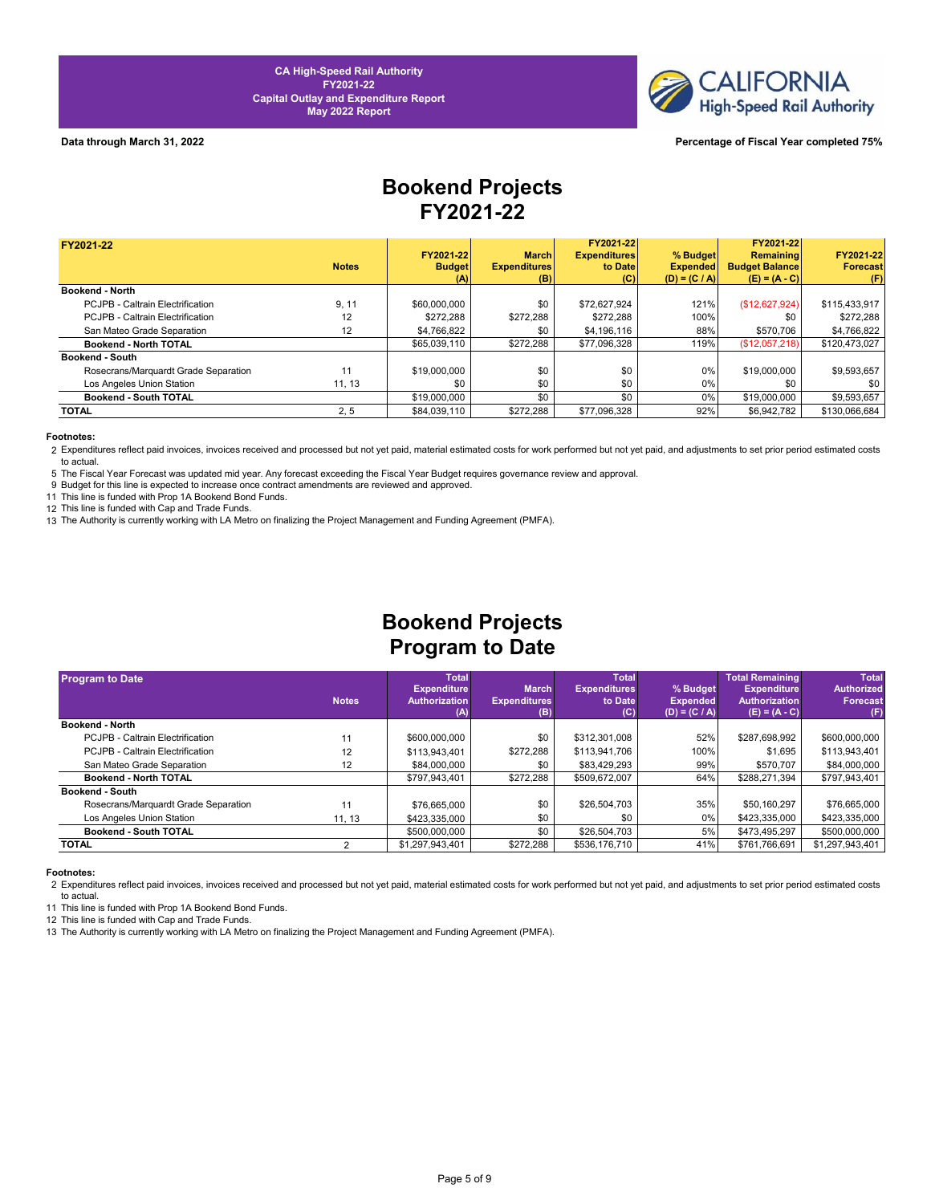CA High-Speed Rail Authority
FY2021-22
Capital Outlay and Expenditure Report
May 2022 Report

**Data through March 31, 2022** **Percentage of Fiscal Year completed 75%**

# Bookend Projects
# FY2021-22

| FY2021-22 | Notes | FY2021-22 Budget (A) | March Expenditures (B) | FY2021-22 Expenditures to Date (C) | % Budget Expended (D) = (C / A) | FY2021-22 Remaining Budget Balance (E) = (A - C) | FY2021-22 Forecast (F) |
|---|---|---|---|---|---|---|---|
| **Bookend - North** | | | | | | | |
| PCJPB - Caltrain Electrification | 9, 11 | $60,000,000 | $0 | $72,627,924 | 121% | ($12,627,924) | $115,433,917 |
| PCJPB - Caltrain Electrification | 12 | $272,288 | $272,288 | $272,288 | 100% | $0 | $272,288 |
| San Mateo Grade Separation | 12 | $4,766,822 | $0 | $4,196,116 | 88% | $570,706 | $4,766,822 |
| **Bookend - North TOTAL** | | $65,039,110 | $272,288 | $77,096,328 | 119% | ($12,057,218) | $120,473,027 |
| **Bookend - South** | | | | | | | |
| Rosecrans/Marquardt Grade Separation | 11 | $19,000,000 | $0 | $0 | 0% | $19,000,000 | $9,593,657 |
| Los Angeles Union Station | 11, 13 | $0 | $0 | $0 | 0% | $0 | $0 |
| **Bookend - South TOTAL** | | $19,000,000 | $0 | $0 | 0% | $19,000,000 | $9,593,657 |
| **TOTAL** | 2, 5 | $84,039,110 | $272,288 | $77,096,328 | 92% | $6,942,782 | $130,066,684 |

**Footnotes:**

2 Expenditures reflect paid invoices, invoices received and processed but not yet paid, material estimated costs for work performed but not yet paid, and adjustments to set prior period estimated costs to actual.
5 The Fiscal Year Forecast was updated mid year. Any forecast exceeding the Fiscal Year Budget requires governance review and approval.
9 Budget for this line is expected to increase once contract amendments are reviewed and approved.
11 This line is funded with Prop 1A Bookend Bond Funds.
12 This line is funded with Cap and Trade Funds.
13 The Authority is currently working with LA Metro on finalizing the Project Management and Funding Agreement (PMFA).

# Bookend Projects
# Program to Date

| Program to Date | Notes | Total Expenditure Authorization (A) | March Expenditures (B) | Total Expenditures to Date (C) | % Budget Expended (D) = (C / A) | Total Remaining Expenditure Authorization (E) = (A - C) | Total Authorized Forecast (F) |
|---|---|---|---|---|---|---|---|
| **Bookend - North** | | | | | | | |
| PCJPB - Caltrain Electrification | 11 | $600,000,000 | $0 | $312,301,008 | 52% | $287,698,992 | $600,000,000 |
| PCJPB - Caltrain Electrification | 12 | $113,943,401 | $272,288 | $113,941,706 | 100% | $1,695 | $113,943,401 |
| San Mateo Grade Separation | 12 | $84,000,000 | $0 | $83,429,293 | 99% | $570,707 | $84,000,000 |
| **Bookend - North TOTAL** | | $797,943,401 | $272,288 | $509,672,007 | 64% | $288,271,394 | $797,943,401 |
| **Bookend - South** | | | | | | | |
| Rosecrans/Marquardt Grade Separation | 11 | $76,665,000 | $0 | $26,504,703 | 35% | $50,160,297 | $76,665,000 |
| Los Angeles Union Station | 11, 13 | $423,335,000 | $0 | $0 | 0% | $423,335,000 | $423,335,000 |
| **Bookend - South TOTAL** | | $500,000,000 | $0 | $26,504,703 | 5% | $473,495,297 | $500,000,000 |
| **TOTAL** | 2 | $1,297,943,401 | $272,288 | $536,176,710 | 41% | $761,766,691 | $1,297,943,401 |

**Footnotes:**

2 Expenditures reflect paid invoices, invoices received and processed but not yet paid, material estimated costs for work performed but not yet paid, and adjustments to set prior period estimated costs to actual.
11 This line is funded with Prop 1A Bookend Bond Funds.
12 This line is funded with Cap and Trade Funds.
13 The Authority is currently working with LA Metro on finalizing the Project Management and Funding Agreement (PMFA).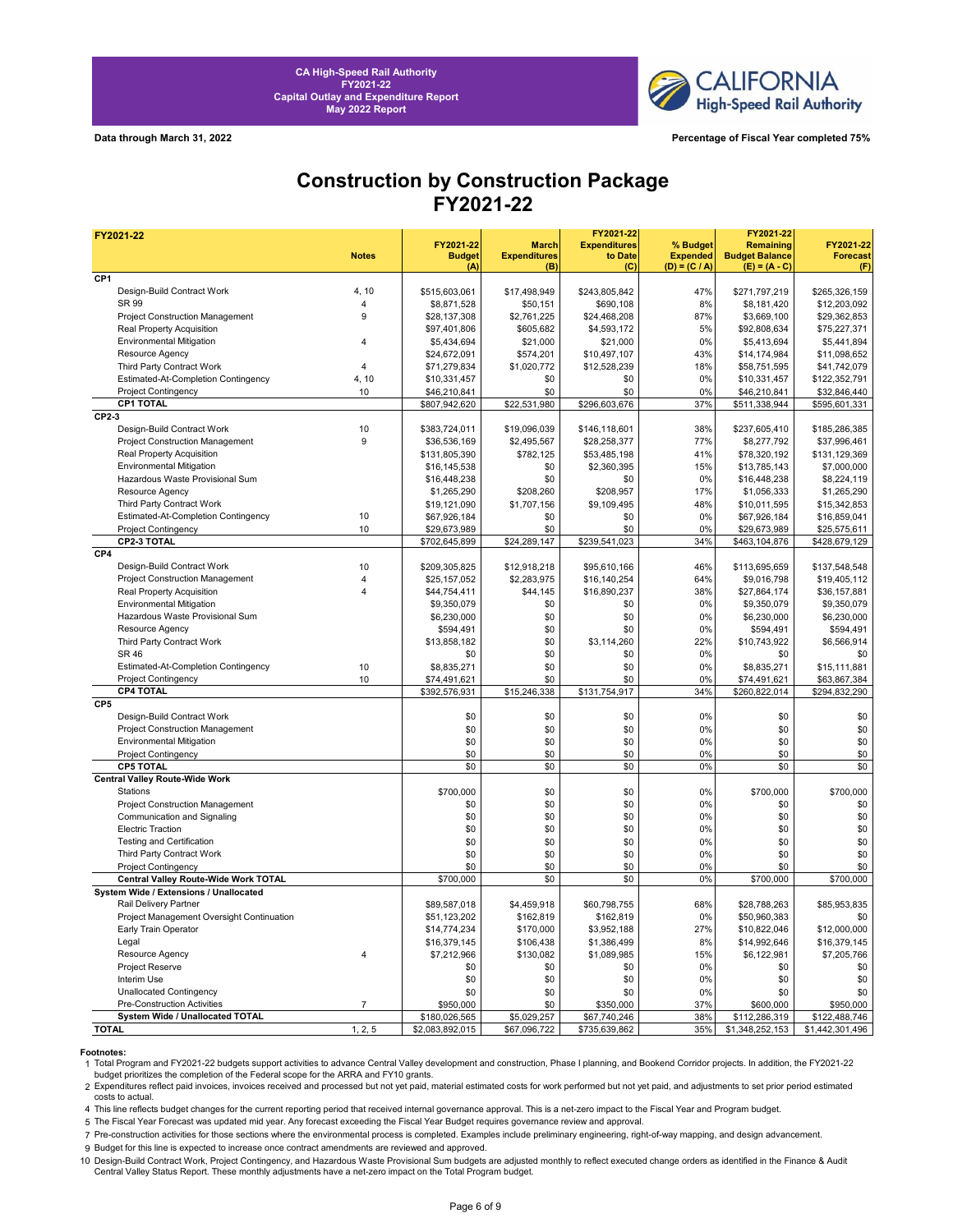CA High-Speed Rail Authority
FY2021-22
Capital Outlay and Expenditure Report
May 2022 Report

CALIFORNIA High-Speed Rail Authority

**Data through March 31, 2022**

**Percentage of Fiscal Year completed 75%**

# Construction by Construction Package FY2021-22

| FY2021-22 | Notes | FY2021-22 Budget (A) | March Expenditures (B) | FY2021-22 Expenditures to Date (C) | % Budget Expended (D) = (C / A) | FY2021-22 Remaining Budget Balance (E) = (A - C) | FY2021-22 Forecast (F) |
|---|---|---|---|---|---|---|---|
| **CP1** | | | | | | | |
| Design-Build Contract Work | 4, 10 | $515,603,061 | $17,498,949 | $243,805,842 | 47% | $271,797,219 | $265,326,159 |
| SR 99 | 4 | $8,871,528 | $50,151 | $690,108 | 8% | $8,181,420 | $12,203,092 |
| Project Construction Management | 9 | $28,137,308 | $2,761,225 | $24,468,208 | 87% | $3,669,100 | $29,362,853 |
| Real Property Acquisition | | $97,401,806 | $605,682 | $4,593,172 | 5% | $92,808,634 | $75,227,371 |
| Environmental Mitigation | 4 | $5,434,694 | $21,000 | $21,000 | 0% | $5,413,694 | $5,441,894 |
| Resource Agency | | $24,672,091 | $574,201 | $10,497,107 | 43% | $14,174,984 | $11,098,652 |
| Third Party Contract Work | 4 | $71,279,834 | $1,020,772 | $12,528,239 | 18% | $58,751,595 | $41,742,079 |
| Estimated-At-Completion Contingency | 4, 10 | $10,331,457 | $0 | $0 | 0% | $10,331,457 | $122,352,791 |
| Project Contingency | 10 | $46,210,841 | $0 | $0 | 0% | $46,210,841 | $32,846,440 |
| **CP1 TOTAL** | | $807,942,620 | $22,531,980 | $296,603,676 | 37% | $511,338,944 | $595,601,331 |
| **CP2-3** | | | | | | | |
| Design-Build Contract Work | 10 | $383,724,011 | $19,096,039 | $146,118,601 | 38% | $237,605,410 | $185,286,385 |
| Project Construction Management | 9 | $36,536,169 | $2,495,567 | $28,258,377 | 77% | $8,277,792 | $37,996,461 |
| Real Property Acquisition | | $131,805,390 | $782,125 | $53,485,198 | 41% | $78,320,192 | $131,129,369 |
| Environmental Mitigation | | $16,145,538 | $0 | $2,360,395 | 15% | $13,785,143 | $7,000,000 |
| Hazardous Waste Provisional Sum | | $16,448,238 | $0 | $0 | 0% | $16,448,238 | $8,224,119 |
| Resource Agency | | $1,265,290 | $208,260 | $208,957 | 17% | $1,056,333 | $1,265,290 |
| Third Party Contract Work | | $19,121,090 | $1,707,156 | $9,109,495 | 48% | $10,011,595 | $15,342,853 |
| Estimated-At-Completion Contingency | 10 | $67,926,184 | $0 | $0 | 0% | $67,926,184 | $16,859,041 |
| Project Contingency | 10 | $29,673,989 | $0 | $0 | 0% | $29,673,989 | $25,575,611 |
| **CP2-3 TOTAL** | | $702,645,899 | $24,289,147 | $239,541,023 | 34% | $463,104,876 | $428,679,129 |
| **CP4** | | | | | | | |
| Design-Build Contract Work | 10 | $209,305,825 | $12,918,218 | $95,610,166 | 46% | $113,695,659 | $137,548,548 |
| Project Construction Management | 4 | $25,157,052 | $2,283,975 | $16,140,254 | 64% | $9,016,798 | $19,405,112 |
| Real Property Acquisition | 4 | $44,754,411 | $44,145 | $16,890,237 | 38% | $27,864,174 | $36,157,881 |
| Environmental Mitigation | | $9,350,079 | $0 | $0 | 0% | $9,350,079 | $9,350,079 |
| Hazardous Waste Provisional Sum | | $6,230,000 | $0 | $0 | 0% | $6,230,000 | $6,230,000 |
| Resource Agency | | $594,491 | $0 | $0 | 0% | $594,491 | $594,491 |
| Third Party Contract Work | | $13,858,182 | $0 | $3,114,260 | 22% | $10,743,922 | $6,566,914 |
| SR 46 | | $0 | $0 | $0 | 0% | $0 | $0 |
| Estimated-At-Completion Contingency | 10 | $8,835,271 | $0 | $0 | 0% | $8,835,271 | $15,111,881 |
| Project Contingency | 10 | $74,491,621 | $0 | $0 | 0% | $74,491,621 | $63,867,384 |
| **CP4 TOTAL** | | $392,576,931 | $15,246,338 | $131,754,917 | 34% | $260,822,014 | $294,832,290 |
| **CP5** | | | | | | | |
| Design-Build Contract Work | | $0 | $0 | $0 | 0% | $0 | $0 |
| Project Construction Management | | $0 | $0 | $0 | 0% | $0 | $0 |
| Environmental Mitigation | | $0 | $0 | $0 | 0% | $0 | $0 |
| Project Contingency | | $0 | $0 | $0 | 0% | $0 | $0 |
| **CP5 TOTAL** | | $0 | $0 | $0 | 0% | $0 | $0 |
| **Central Valley Route-Wide Work** | | | | | | | |
| Stations | | $700,000 | $0 | $0 | 0% | $700,000 | $700,000 |
| Project Construction Management | | $0 | $0 | $0 | 0% | $0 | $0 |
| Communication and Signaling | | $0 | $0 | $0 | 0% | $0 | $0 |
| Electric Traction | | $0 | $0 | $0 | 0% | $0 | $0 |
| Testing and Certification | | $0 | $0 | $0 | 0% | $0 | $0 |
| Third Party Contract Work | | $0 | $0 | $0 | 0% | $0 | $0 |
| Project Contingency | | $0 | $0 | $0 | 0% | $0 | $0 |
| **Central Valley Route-Wide Work TOTAL** | | $700,000 | $0 | $0 | 0% | $700,000 | $700,000 |
| **System Wide / Extensions / Unallocated** | | | | | | | |
| Rail Delivery Partner | | $89,587,018 | $4,459,918 | $60,798,755 | 68% | $28,788,263 | $85,953,835 |
| Project Management Oversight Continuation | | $51,123,202 | $162,819 | $162,819 | 0% | $50,960,383 | $0 |
| Early Train Operator | | $14,774,234 | $170,000 | $3,952,188 | 27% | $10,822,046 | $12,000,000 |
| Legal | | $16,379,145 | $106,438 | $1,386,499 | 8% | $14,992,646 | $16,379,145 |
| Resource Agency | 4 | $7,212,966 | $130,082 | $1,089,985 | 15% | $6,122,981 | $7,205,766 |
| Project Reserve | | $0 | $0 | $0 | 0% | $0 | $0 |
| Interim Use | | $0 | $0 | $0 | 0% | $0 | $0 |
| Unallocated Contingency | | $0 | $0 | $0 | 0% | $0 | $0 |
| Pre-Construction Activities | 7 | $950,000 | $0 | $350,000 | 37% | $600,000 | $950,000 |
| **System Wide / Unallocated TOTAL** | | $180,026,565 | $5,029,257 | $67,740,246 | 38% | $112,286,319 | $122,488,746 |
| **TOTAL** | 1, 2, 5 | $2,083,892,015 | $67,096,722 | $735,639,862 | 35% | $1,348,252,153 | $1,442,301,496 |

**Footnotes:**

1 Total Program and FY2021-22 budgets support activities to advance Central Valley development and construction, Phase I planning, and Bookend Corridor projects. In addition, the FY2021-22 budget prioritizes the completion of the Federal scope for the ARRA and FY10 grants.

2 Expenditures reflect paid invoices, invoices received and processed but not yet paid, material estimated costs for work performed but not yet paid, and adjustments to set prior period estimated costs to actual.

4 This line reflects budget changes for the current reporting period that received internal governance approval. This is a net-zero impact to the Fiscal Year and Program budget.

5 The Fiscal Year Forecast was updated mid year. Any forecast exceeding the Fiscal Year Budget requires governance review and approval.

7 Pre-construction activities for those sections where the environmental process is completed. Examples include preliminary engineering, right-of-way mapping, and design advancement.

9 Budget for this line is expected to increase once contract amendments are reviewed and approved.

10 Design-Build Contract Work, Project Contingency, and Hazardous Waste Provisional Sum budgets are adjusted monthly to reflect executed change orders as identified in the Finance & Audit Central Valley Status Report. These monthly adjustments have a net-zero impact on the Total Program budget.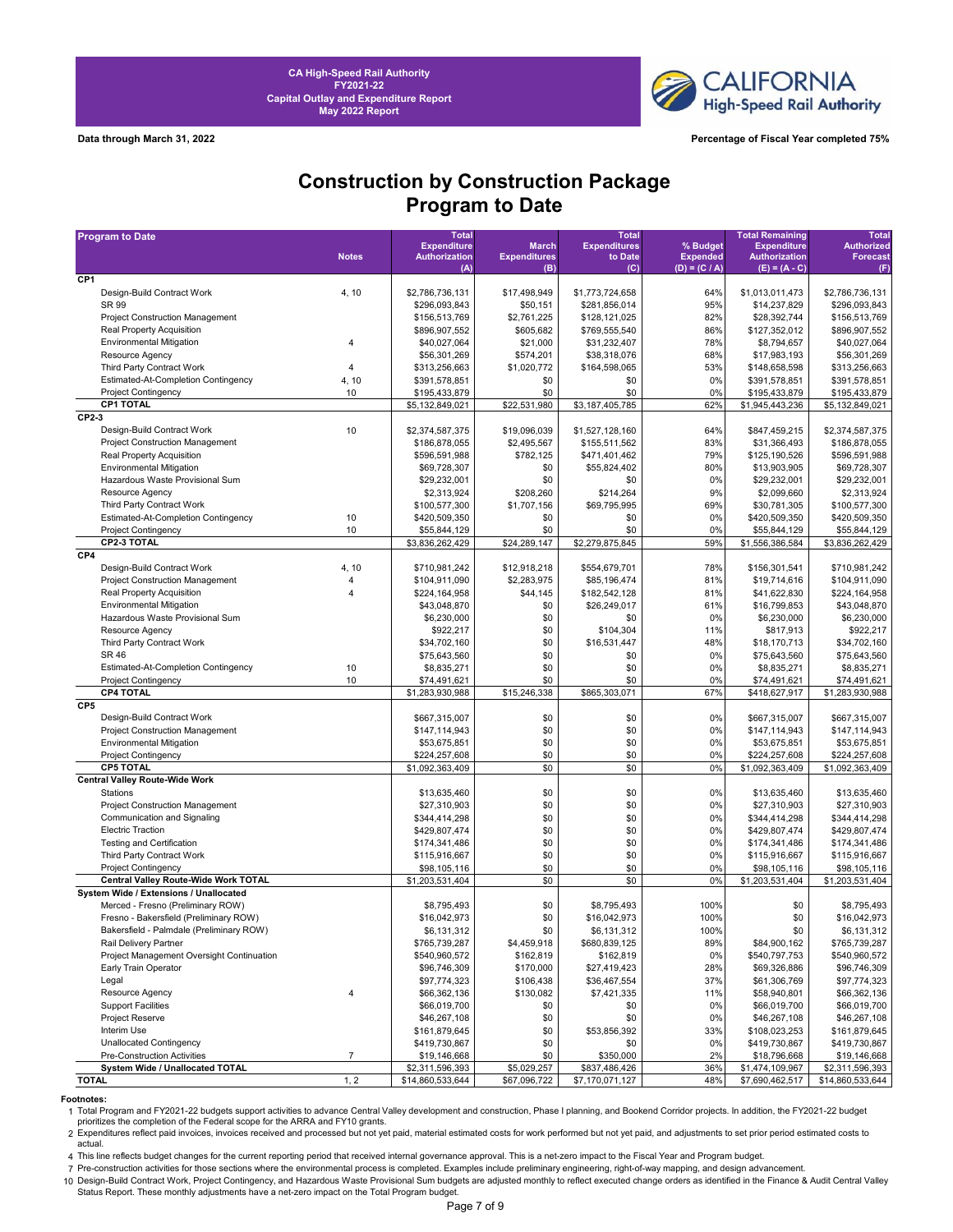CA High-Speed Rail Authority
FY2021-22
Capital Outlay and Expenditure Report
May 2022 Report

Data through March 31, 2022

Percentage of Fiscal Year completed 75%

# Construction by Construction Package
## Program to Date

| Program to Date | Notes | Total Expenditure Authorization (A) | March Expenditures (B) | Total Expenditures to Date (C) | % Budget Expended (D) = (C / A) | Total Remaining Expenditure Authorization (E) = (A - C) | Total Authorized Forecast (F) |
|---|---|---|---|---|---|---|---|
| **CP1** | | | | | | | |
| Design-Build Contract Work | 4, 10 | $2,786,736,131 | $17,498,949 | $1,773,724,658 | 64% | $1,013,011,473 | $2,786,736,131 |
| SR 99 | | $296,093,843 | $50,151 | $281,856,014 | 95% | $14,237,829 | $296,093,843 |
| Project Construction Management | | $156,513,769 | $2,761,225 | $128,121,025 | 82% | $28,392,744 | $156,513,769 |
| Real Property Acquisition | | $896,907,552 | $605,682 | $769,555,540 | 86% | $127,352,012 | $896,907,552 |
| Environmental Mitigation | 4 | $40,027,064 | $21,000 | $31,232,407 | 78% | $8,794,657 | $40,027,064 |
| Resource Agency | | $56,301,269 | $574,201 | $38,318,076 | 68% | $17,983,193 | $56,301,269 |
| Third Party Contract Work | 4 | $313,256,663 | $1,020,772 | $164,598,065 | 53% | $148,658,598 | $313,256,663 |
| Estimated-At-Completion Contingency | 4, 10 | $391,578,851 | $0 | $0 | 0% | $391,578,851 | $391,578,851 |
| Project Contingency | 10 | $195,433,879 | $0 | $0 | 0% | $195,433,879 | $195,433,879 |
| **CP1 TOTAL** | | $5,132,849,021 | $22,531,980 | $3,187,405,785 | 62% | $1,945,443,236 | $5,132,849,021 |
| **CP2-3** | | | | | | | |
| Design-Build Contract Work | 10 | $2,374,587,375 | $19,096,039 | $1,527,128,160 | 64% | $847,459,215 | $2,374,587,375 |
| Project Construction Management | | $186,878,055 | $2,495,567 | $155,511,562 | 83% | $31,366,493 | $186,878,055 |
| Real Property Acquisition | | $596,591,988 | $782,125 | $471,401,462 | 79% | $125,190,526 | $596,591,988 |
| Environmental Mitigation | | $69,728,307 | $0 | $55,824,402 | 80% | $13,903,905 | $69,728,307 |
| Hazardous Waste Provisional Sum | | $29,232,001 | $0 | $0 | 0% | $29,232,001 | $29,232,001 |
| Resource Agency | | $2,313,924 | $208,260 | $214,264 | 9% | $2,099,660 | $2,313,924 |
| Third Party Contract Work | | $100,577,300 | $1,707,156 | $69,795,995 | 69% | $30,781,305 | $100,577,300 |
| Estimated-At-Completion Contingency | 10 | $420,509,350 | $0 | $0 | 0% | $420,509,350 | $420,509,350 |
| Project Contingency | 10 | $55,844,129 | $0 | $0 | 0% | $55,844,129 | $55,844,129 |
| **CP2-3 TOTAL** | | $3,836,262,429 | $24,289,147 | $2,279,875,845 | 59% | $1,556,386,584 | $3,836,262,429 |
| **CP4** | | | | | | | |
| Design-Build Contract Work | 4, 10 | $710,981,242 | $12,918,218 | $554,679,701 | 78% | $156,301,541 | $710,981,242 |
| Project Construction Management | 4 | $104,911,090 | $2,283,975 | $85,196,474 | 81% | $19,714,616 | $104,911,090 |
| Real Property Acquisition | 4 | $224,164,958 | $44,145 | $182,542,128 | 81% | $41,622,830 | $224,164,958 |
| Environmental Mitigation | | $43,048,870 | $0 | $26,249,017 | 61% | $16,799,853 | $43,048,870 |
| Hazardous Waste Provisional Sum | | $6,230,000 | $0 | $0 | 0% | $6,230,000 | $6,230,000 |
| Resource Agency | | $922,217 | $0 | $104,304 | 11% | $817,913 | $922,217 |
| Third Party Contract Work | | $34,702,160 | $0 | $16,531,447 | 48% | $18,170,713 | $34,702,160 |
| SR 46 | | $75,643,560 | $0 | $0 | 0% | $75,643,560 | $75,643,560 |
| Estimated-At-Completion Contingency | 10 | $8,835,271 | $0 | $0 | 0% | $8,835,271 | $8,835,271 |
| Project Contingency | 10 | $74,491,621 | $0 | $0 | 0% | $74,491,621 | $74,491,621 |
| **CP4 TOTAL** | | $1,283,930,988 | $15,246,338 | $865,303,071 | 67% | $418,627,917 | $1,283,930,988 |
| **CP5** | | | | | | | |
| Design-Build Contract Work | | $667,315,007 | $0 | $0 | 0% | $667,315,007 | $667,315,007 |
| Project Construction Management | | $147,114,943 | $0 | $0 | 0% | $147,114,943 | $147,114,943 |
| Environmental Mitigation | | $53,675,851 | $0 | $0 | 0% | $53,675,851 | $53,675,851 |
| Project Contingency | | $224,257,608 | $0 | $0 | 0% | $224,257,608 | $224,257,608 |
| **CP5 TOTAL** | | $1,092,363,409 | $0 | $0 | 0% | $1,092,363,409 | $1,092,363,409 |
| **Central Valley Route-Wide Work** | | | | | | | |
| Stations | | $13,635,460 | $0 | $0 | 0% | $13,635,460 | $13,635,460 |
| Project Construction Management | | $27,310,903 | $0 | $0 | 0% | $27,310,903 | $27,310,903 |
| Communication and Signaling | | $344,414,298 | $0 | $0 | 0% | $344,414,298 | $344,414,298 |
| Electric Traction | | $429,807,474 | $0 | $0 | 0% | $429,807,474 | $429,807,474 |
| Testing and Certification | | $174,341,486 | $0 | $0 | 0% | $174,341,486 | $174,341,486 |
| Third Party Contract Work | | $115,916,667 | $0 | $0 | 0% | $115,916,667 | $115,916,667 |
| Project Contingency | | $98,105,116 | $0 | $0 | 0% | $98,105,116 | $98,105,116 |
| **Central Valley Route-Wide Work TOTAL** | | $1,203,531,404 | $0 | $0 | 0% | $1,203,531,404 | $1,203,531,404 |
| **System Wide / Extensions / Unallocated** | | | | | | | |
| Merced - Fresno (Preliminary ROW) | | $8,795,493 | $0 | $8,795,493 | 100% | $0 | $8,795,493 |
| Fresno - Bakersfield (Preliminary ROW) | | $16,042,973 | $0 | $16,042,973 | 100% | $0 | $16,042,973 |
| Bakersfield - Palmdale (Preliminary ROW) | | $6,131,312 | $0 | $6,131,312 | 100% | $0 | $6,131,312 |
| Rail Delivery Partner | | $765,739,287 | $4,459,918 | $680,839,125 | 89% | $84,900,162 | $765,739,287 |
| Project Management Oversight Continuation | | $540,960,572 | $162,819 | $162,819 | 0% | $540,797,753 | $540,960,572 |
| Early Train Operator | | $96,746,309 | $170,000 | $27,419,423 | 28% | $69,326,886 | $96,746,309 |
| Legal | | $97,774,323 | $106,438 | $36,467,554 | 37% | $61,306,769 | $97,774,323 |
| Resource Agency | 4 | $66,362,136 | $130,082 | $7,421,335 | 11% | $58,940,801 | $66,362,136 |
| Support Facilities | | $66,019,700 | $0 | $0 | 0% | $66,019,700 | $66,019,700 |
| Project Reserve | | $46,267,108 | $0 | $0 | 0% | $46,267,108 | $46,267,108 |
| Interim Use | | $161,879,645 | $0 | $53,856,392 | 33% | $108,023,253 | $161,879,645 |
| Unallocated Contingency | | $419,730,867 | $0 | $0 | 0% | $419,730,867 | $419,730,867 |
| Pre-Construction Activities | 7 | $19,146,668 | $0 | $350,000 | 2% | $18,796,668 | $19,146,668 |
| **System Wide / Unallocated TOTAL** | | $2,311,596,393 | $5,029,257 | $837,486,426 | 36% | $1,474,109,967 | $2,311,596,393 |
| **TOTAL** | 1, 2 | $14,860,533,644 | $67,096,722 | $7,170,071,127 | 48% | $7,690,462,517 | $14,860,533,644 |

**Footnotes:**

1 Total Program and FY2021-22 budgets support activities to advance Central Valley development and construction, Phase I planning, and Bookend Corridor projects. In addition, the FY2021-22 budget prioritizes the completion of the Federal scope for the ARRA and FY10 grants.

2 Expenditures reflect paid invoices, invoices received and processed but not yet paid, material estimated costs for work performed but not yet paid, and adjustments to set prior period estimated costs to actual.

4 This line reflects budget changes for the current reporting period that received internal governance approval. This is a net-zero impact to the Fiscal Year and Program budget.

7 Pre-construction activities for those sections where the environmental process is completed. Examples include preliminary engineering, right-of-way mapping, and design advancement.

10 Design-Build Contract Work, Project Contingency, and Hazardous Waste Provisional Sum budgets are adjusted monthly to reflect executed change orders as identified in the Finance & Audit Central Valley Status Report. These monthly adjustments have a net-zero impact on the Total Program budget.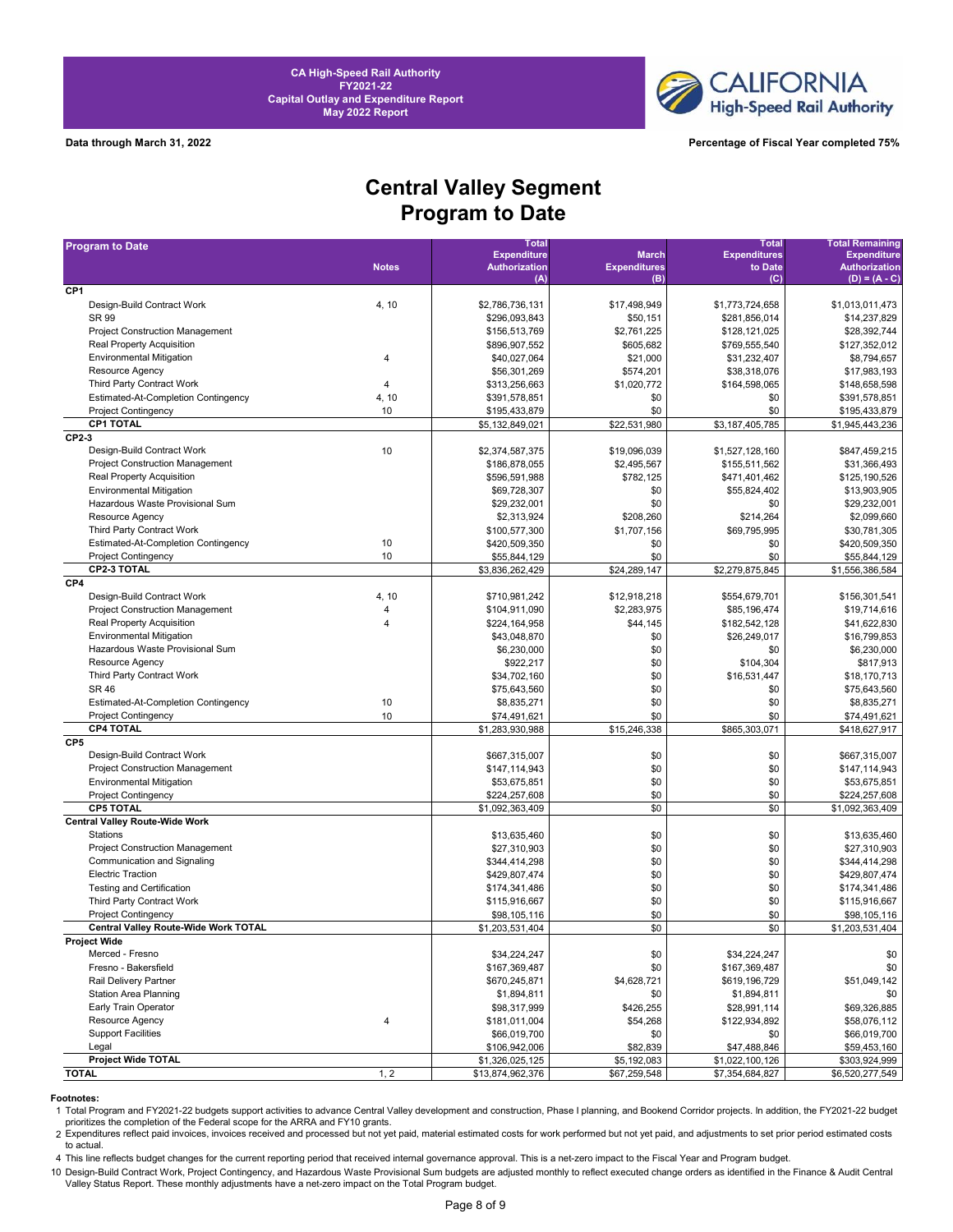**CA High-Speed Rail Authority**
**FY2021-22**
**Capital Outlay and Expenditure Report**
**May 2022 Report**

**Data through March 31, 2022**

**Percentage of Fiscal Year completed 75%**

# Central Valley Segment
## Program to Date

| Program to Date | Notes | Total Expenditure Authorization (A) | March Expenditures (B) | Total Expenditures to Date (C) | Total Remaining Expenditure Authorization (D) = (A - C) |
|---|---|---|---|---|---|
| **CP1** | | | | | |
| Design-Build Contract Work | 4, 10 | $2,786,736,131 | $17,498,949 | $1,773,724,658 | $1,013,011,473 |
| SR 99 | | $296,093,843 | $50,151 | $281,856,014 | $14,237,829 |
| Project Construction Management | | $156,513,769 | $2,761,225 | $128,121,025 | $28,392,744 |
| Real Property Acquisition | | $896,907,552 | $605,682 | $769,555,540 | $127,352,012 |
| Environmental Mitigation | 4 | $40,027,064 | $21,000 | $31,232,407 | $8,794,657 |
| Resource Agency | | $56,301,269 | $574,201 | $38,318,076 | $17,983,193 |
| Third Party Contract Work | 4 | $313,256,663 | $1,020,772 | $164,598,065 | $148,658,598 |
| Estimated-At-Completion Contingency | 4, 10 | $391,578,851 | $0 | $0 | $391,578,851 |
| Project Contingency | 10 | $195,433,879 | $0 | $0 | $195,433,879 |
| **CP1 TOTAL** | | $5,132,849,021 | $22,531,980 | $3,187,405,785 | $1,945,443,236 |
| **CP2-3** | | | | | |
| Design-Build Contract Work | 10 | $2,374,587,375 | $19,096,039 | $1,527,128,160 | $847,459,215 |
| Project Construction Management | | $186,878,055 | $2,495,567 | $155,511,562 | $31,366,493 |
| Real Property Acquisition | | $596,591,988 | $782,125 | $471,401,462 | $125,190,526 |
| Environmental Mitigation | | $69,728,307 | $0 | $55,824,402 | $13,903,905 |
| Hazardous Waste Provisional Sum | | $29,232,001 | $0 | $0 | $29,232,001 |
| Resource Agency | | $2,313,924 | $208,260 | $214,264 | $2,099,660 |
| Third Party Contract Work | | $100,577,300 | $1,707,156 | $69,795,995 | $30,781,305 |
| Estimated-At-Completion Contingency | 10 | $420,509,350 | $0 | $0 | $420,509,350 |
| Project Contingency | 10 | $55,844,129 | $0 | $0 | $55,844,129 |
| **CP2-3 TOTAL** | | $3,836,262,429 | $24,289,147 | $2,279,875,845 | $1,556,386,584 |
| **CP4** | | | | | |
| Design-Build Contract Work | 4, 10 | $710,981,242 | $12,918,218 | $554,679,701 | $156,301,541 |
| Project Construction Management | 4 | $104,911,090 | $2,283,975 | $85,196,474 | $19,714,616 |
| Real Property Acquisition | 4 | $224,164,958 | $44,145 | $182,542,128 | $41,622,830 |
| Environmental Mitigation | | $43,048,870 | $0 | $26,249,017 | $16,799,853 |
| Hazardous Waste Provisional Sum | | $6,230,000 | $0 | $0 | $6,230,000 |
| Resource Agency | | $922,217 | $0 | $104,304 | $817,913 |
| Third Party Contract Work | | $34,702,160 | $0 | $16,531,447 | $18,170,713 |
| SR 46 | | $75,643,560 | $0 | $0 | $75,643,560 |
| Estimated-At-Completion Contingency | 10 | $8,835,271 | $0 | $0 | $8,835,271 |
| Project Contingency | 10 | $74,491,621 | $0 | $0 | $74,491,621 |
| **CP4 TOTAL** | | $1,283,930,988 | $15,246,338 | $865,303,071 | $418,627,917 |
| **CP5** | | | | | |
| Design-Build Contract Work | | $667,315,007 | $0 | $0 | $667,315,007 |
| Project Construction Management | | $147,114,943 | $0 | $0 | $147,114,943 |
| Environmental Mitigation | | $53,675,851 | $0 | $0 | $53,675,851 |
| Project Contingency | | $224,257,608 | $0 | $0 | $224,257,608 |
| **CP5 TOTAL** | | $1,092,363,409 | $0 | $0 | $1,092,363,409 |
| **Central Valley Route-Wide Work** | | | | | |
| Stations | | $13,635,460 | $0 | $0 | $13,635,460 |
| Project Construction Management | | $27,310,903 | $0 | $0 | $27,310,903 |
| Communication and Signaling | | $344,414,298 | $0 | $0 | $344,414,298 |
| Electric Traction | | $429,807,474 | $0 | $0 | $429,807,474 |
| Testing and Certification | | $174,341,486 | $0 | $0 | $174,341,486 |
| Third Party Contract Work | | $115,916,667 | $0 | $0 | $115,916,667 |
| Project Contingency | | $98,105,116 | $0 | $0 | $98,105,116 |
| **Central Valley Route-Wide Work TOTAL** | | $1,203,531,404 | $0 | $0 | $1,203,531,404 |
| **Project Wide** | | | | | |
| Merced - Fresno | | $34,224,247 | $0 | $34,224,247 | $0 |
| Fresno - Bakersfield | | $167,369,487 | $0 | $167,369,487 | $0 |
| Rail Delivery Partner | | $670,245,871 | $4,628,721 | $619,196,729 | $51,049,142 |
| Station Area Planning | | $1,894,811 | $0 | $1,894,811 | $0 |
| Early Train Operator | | $98,317,999 | $426,255 | $28,991,114 | $69,326,885 |
| Resource Agency | 4 | $181,011,004 | $54,268 | $122,934,892 | $58,076,112 |
| Support Facilities | | $66,019,700 | $0 | $0 | $66,019,700 |
| Legal | | $106,942,006 | $82,839 | $47,488,846 | $59,453,160 |
| **Project Wide TOTAL** | | $1,326,025,125 | $5,192,083 | $1,022,100,126 | $303,924,999 |
| **TOTAL** | 1, 2 | $13,874,962,376 | $67,259,548 | $7,354,684,827 | $6,520,277,549 |

**Footnotes:**

1 Total Program and FY2021-22 budgets support activities to advance Central Valley development and construction, Phase I planning, and Bookend Corridor projects. In addition, the FY2021-22 budget prioritizes the completion of the Federal scope for the ARRA and FY10 grants.

2 Expenditures reflect paid invoices, invoices received and processed but not yet paid, material estimated costs for work performed but not yet paid, and adjustments to set prior period estimated costs to actual.

4 This line reflects budget changes for the current reporting period that received internal governance approval. This is a net-zero impact to the Fiscal Year and Program budget.

10 Design-Build Contract Work, Project Contingency, and Hazardous Waste Provisional Sum budgets are adjusted monthly to reflect executed change orders as identified in the Finance & Audit Central Valley Status Report. These monthly adjustments have a net-zero impact on the Total Program budget.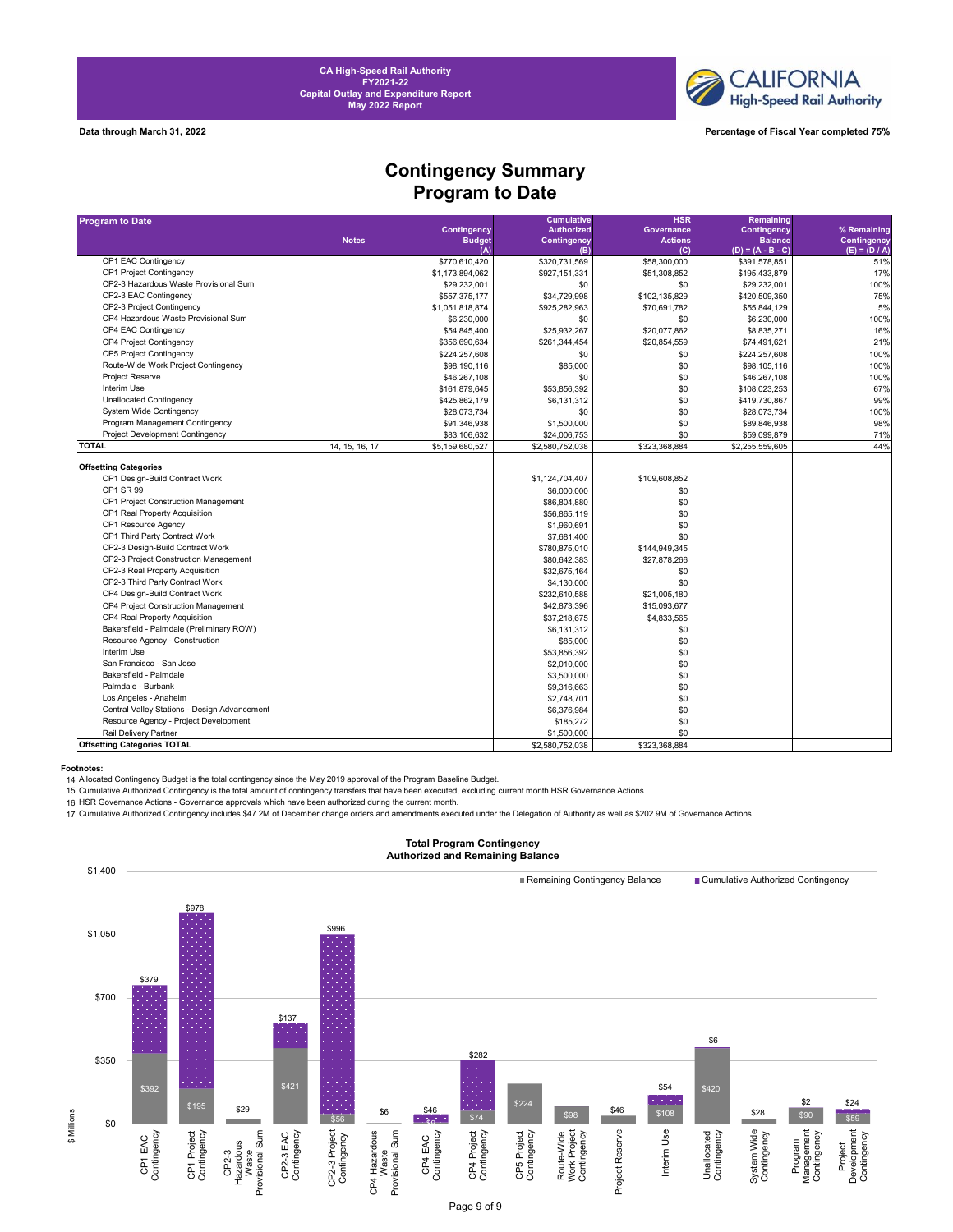CA High-Speed Rail Authority
FY2021-22
Capital Outlay and Expenditure Report
May 2022 Report

CALIFORNIA High-Speed Rail Authority

**Data through March 31, 2022**

**Percentage of Fiscal Year completed 75%**

# Contingency Summary
# Program to Date

| Program to Date | Notes | Contingency Budget (A) | Cumulative Authorized Contingency (B) | HSR Governance Actions (C) | Remaining Contingency Balance (D) = (A - B - C) | % Remaining Contingency (E) = (D / A) |
|---|---|---|---|---|---|---|
| CP1 EAC Contingency | | $770,610,420 | $320,731,569 | $58,300,000 | $391,578,851 | 51% |
| CP1 Project Contingency | | $1,173,894,062 | $927,151,331 | $51,308,852 | $195,433,879 | 17% |
| CP2-3 Hazardous Waste Provisional Sum | | $29,232,001 | $0 | $0 | $29,232,001 | 100% |
| CP2-3 EAC Contingency | | $557,375,177 | $34,729,998 | $102,135,829 | $420,509,350 | 75% |
| CP2-3 Project Contingency | | $1,051,818,874 | $925,282,963 | $70,691,782 | $55,844,129 | 5% |
| CP4 Hazardous Waste Provisional Sum | | $6,230,000 | $0 | $0 | $6,230,000 | 100% |
| CP4 EAC Contingency | | $54,845,400 | $25,932,267 | $20,077,862 | $8,835,271 | 16% |
| CP4 Project Contingency | | $356,690,634 | $261,344,454 | $20,854,559 | $74,491,621 | 21% |
| CP5 Project Contingency | | $224,257,608 | $0 | $0 | $224,257,608 | 100% |
| Route-Wide Work Project Contingency | | $98,190,116 | $85,000 | $0 | $98,105,116 | 100% |
| Project Reserve | | $46,267,108 | $0 | $0 | $46,267,108 | 100% |
| Interim Use | | $161,879,645 | $53,856,392 | $0 | $108,023,253 | 67% |
| Unallocated Contingency | | $425,862,179 | $6,131,312 | $0 | $419,730,867 | 99% |
| System Wide Contingency | | $28,073,734 | $0 | $0 | $28,073,734 | 100% |
| Program Management Contingency | | $91,346,938 | $1,500,000 | $0 | $89,846,938 | 98% |
| Project Development Contingency | | $83,106,632 | $24,006,753 | $0 | $59,099,879 | 71% |
| **TOTAL** | 14, 15, 16, 17 | $5,159,680,527 | $2,580,752,038 | $323,368,884 | $2,255,559,605 | 44% |
| | | | | | | |
| **Offsetting Categories** | | | | | | |
| CP1 Design-Build Contract Work | | | $1,124,704,407 | $109,608,852 | | |
| CP1 SR 99 | | | $6,000,000 | $0 | | |
| CP1 Project Construction Management | | | $86,804,880 | $0 | | |
| CP1 Real Property Acquisition | | | $56,865,119 | $0 | | |
| CP1 Resource Agency | | | $1,960,691 | $0 | | |
| CP1 Third Party Contract Work | | | $7,681,400 | $0 | | |
| CP2-3 Design-Build Contract Work | | | $780,875,010 | $144,949,345 | | |
| CP2-3 Project Construction Management | | | $80,642,383 | $27,878,266 | | |
| CP2-3 Real Property Acquisition | | | $32,675,164 | $0 | | |
| CP2-3 Third Party Contract Work | | | $4,130,000 | $0 | | |
| CP4 Design-Build Contract Work | | | $232,610,588 | $21,005,180 | | |
| CP4 Project Construction Management | | | $42,873,396 | $15,093,677 | | |
| CP4 Real Property Acquisition | | | $37,218,675 | $4,833,565 | | |
| Bakersfield - Palmdale (Preliminary ROW) | | | $6,131,312 | $0 | | |
| Resource Agency - Construction | | | $85,000 | $0 | | |
| Interim Use | | | $53,856,392 | $0 | | |
| San Francisco - San Jose | | | $2,010,000 | $0 | | |
| Bakersfield - Palmdale | | | $3,500,000 | $0 | | |
| Palmdale - Burbank | | | $9,316,663 | $0 | | |
| Los Angeles - Anaheim | | | $2,748,701 | $0 | | |
| Central Valley Stations - Design Advancement | | | $6,376,984 | $0 | | |
| Resource Agency - Project Development | | | $185,272 | $0 | | |
| Rail Delivery Partner | | | $1,500,000 | $0 | | |
| **Offsetting Categories TOTAL** | | | $2,580,752,038 | $323,368,884 | | |

**Footnotes:**

14 Allocated Contingency Budget is the total contingency since the May 2019 approval of the Program Baseline Budget.

15 Cumulative Authorized Contingency is the total amount of contingency transfers that have been executed, excluding current month HSR Governance Actions.

16 HSR Governance Actions - Governance approvals which have been authorized during the current month.

17 Cumulative Authorized Contingency includes $47.2M of December change orders and amendments executed under the Delegation of Authority as well as $202.9M of Governance Actions.

**Total Program Contingency**
**Authorized and Remaining Balance**

Remaining Contingency Balance
Cumulative Authorized Contingency

$ Millions
$1,400
$1,050
$700
$350
$0

CP1 EAC Contingency: $379, $392
CP1 Project Contingency: $978, $195
CP2-3 Hazardous Waste Provisional Sum: $29
CP2-3 EAC Contingency: $137, $421
CP2-3 Project Contingency: $996, $56
CP4 Hazardous Waste Provisional Sum: $6
CP4 EAC Contingency: $46, $9
CP4 Project Contingency: $282, $74
CP5 Project Contingency: $224
Route-Wide Work Project Contingency: $98
Project Reserve: $46
Interim Use: $54, $108
Unallocated Contingency: $6, $420
System Wide Contingency: $28
Program Management Contingency: $2, $90
Project Development Contingency: $24, $59